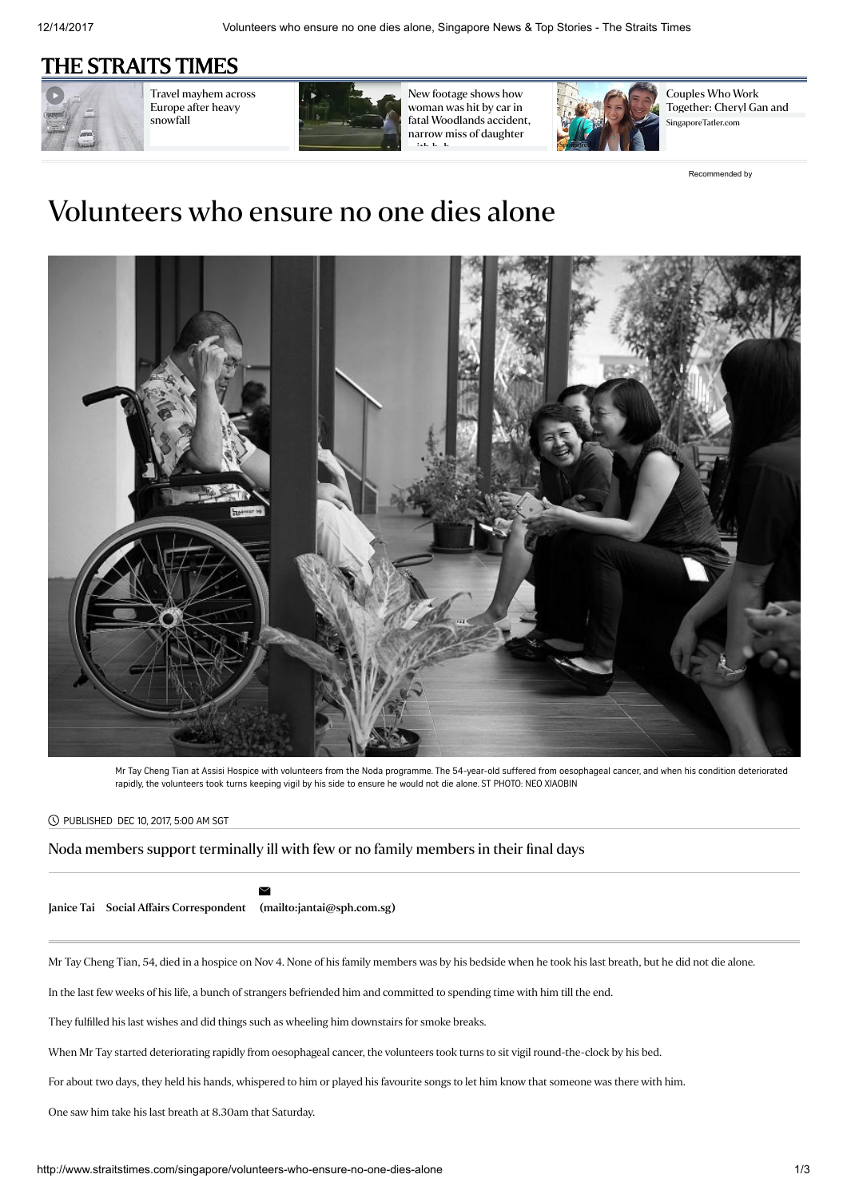# Volunteers who ensure no one dies alone

Mr Tay Cheng Tian at Assisi Hospice with volunteers from the Noda programme. The 54-year-old suffered from oesophageal cancer, and when his condition deteriorated rapidly, the volunteers took turns keeping vigil by his side to ensure he would not die alone. ST PHOTO: NEO XIAOBIN

PUBLISHED DEC 10, 2017, 5:00 AM SGT

## Noda members support terminally ill with few or no family members in their final days

**Janice Tai** **Social Affairs Correspondent** **(mailto:jantai@sph.com.sg)**

Mr Tay Cheng Tian, 54, died in a hospice on Nov 4. None of his family members was by his bedside when he took his last breath, but he did not die alone.

In the last few weeks of his life, a bunch of strangers befriended him and committed to spending time with him till the end.

They fulfilled his last wishes and did things such as wheeling him downstairs for smoke breaks.

When Mr Tay started deteriorating rapidly from oesophageal cancer, the volunteers took turns to sit vigil round-the-clock by his bed.

For about two days, they held his hands, whispered to him or played his favourite songs to let him know that someone was there with him.

One saw him take his last breath at 8.30am that Saturday.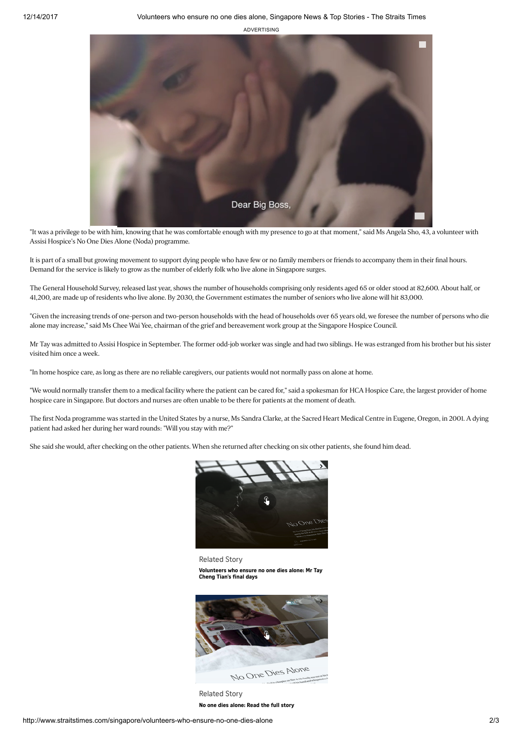ADVERTISING

"It was a privilege to be with him, knowing that he was comfortable enough with my presence to go at that moment," said Ms Angela Sho, 43, a volunteer with Assisi Hospice's No One Dies Alone (Noda) programme.

It is part of a small but growing movement to support dying people who have few or no family members or friends to accompany them in their final hours. Demand for the service is likely to grow as the number of elderly folk who live alone in Singapore surges.

The General Household Survey, released last year, shows the number of households comprising only residents aged 65 or older stood at 82,600. About half, or 41,200, are made up of residents who live alone. By 2030, the Government estimates the number of seniors who live alone will hit 83,000.

"Given the increasing trends of one-person and two-person households with the head of households over 65 years old, we foresee the number of persons who die alone may increase," said Ms Chee Wai Yee, chairman of the grief and bereavement work group at the Singapore Hospice Council.

Mr Tay was admitted to Assisi Hospice in September. The former odd-job worker was single and had two siblings. He was estranged from his brother but his sister visited him once a week.

"In home hospice care, as long as there are no reliable caregivers, our patients would not normally pass on alone at home.

"We would normally transfer them to a medical facility where the patient can be cared for," said a spokesman for HCA Hospice Care, the largest provider of home hospice care in Singapore. But doctors and nurses are often unable to be there for patients at the moment of death.

The first Noda programme was started in the United States by a nurse, Ms Sandra Clarke, at the Sacred Heart Medical Centre in Eugene, Oregon, in 2001. A dying patient had asked her during her ward rounds: "Will you stay with me?"

She said she would, after checking on the other patients. When she returned after checking on six other patients, she found him dead.

Related Story

**Volunteers who ensure no one dies alone: Mr Tay Cheng Tian's final days**

Related Story

**No one dies alone: Read the full story**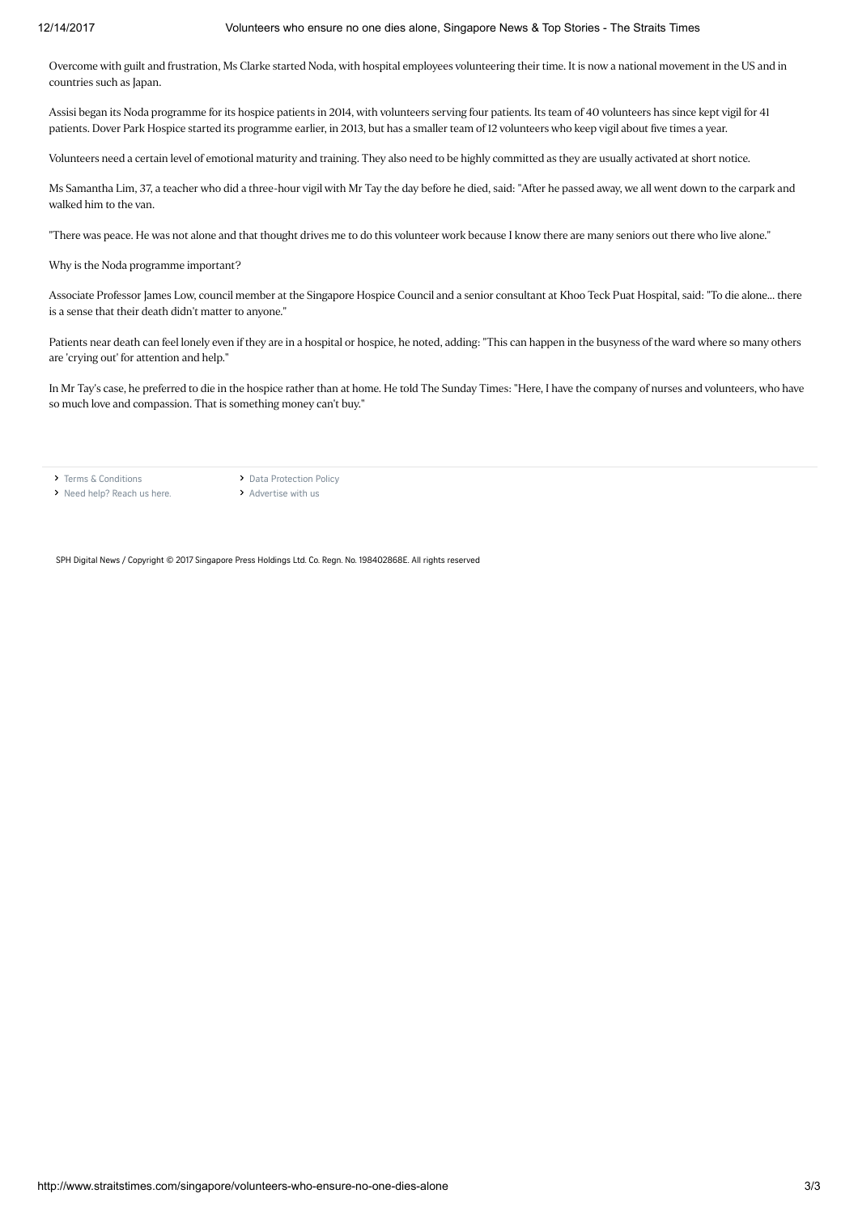Overcome with guilt and frustration, Ms Clarke started Noda, with hospital employees volunteering their time. It is now a national movement in the US and in countries such as Japan.

Assisi began its Noda programme for its hospice patients in 2014, with volunteers serving four patients. Its team of 40 volunteers has since kept vigil for 41 patients. Dover Park Hospice started its programme earlier, in 2013, but has a smaller team of 12 volunteers who keep vigil about five times a year.

Volunteers need a certain level of emotional maturity and training. They also need to be highly committed as they are usually activated at short notice.

Ms Samantha Lim, 37, a teacher who did a three-hour vigil with Mr Tay the day before he died, said: "After he passed away, we all went down to the carpark and walked him to the van.

"There was peace. He was not alone and that thought drives me to do this volunteer work because I know there are many seniors out there who live alone."

Why is the Noda programme important?

Associate Professor James Low, council member at the Singapore Hospice Council and a senior consultant at Khoo Teck Puat Hospital, said: "To die alone... there is a sense that their death didn't matter to anyone."

Patients near death can feel lonely even if they are in a hospital or hospice, he noted, adding: "This can happen in the busyness of the ward where so many others are 'crying out' for attention and help."

In Mr Tay's case, he preferred to die in the hospice rather than at home. He told The Sunday Times: "Here, I have the company of nurses and volunteers, who have so much love and compassion. That is something money can't buy."

- Terms & Conditions
- Data Protection Policy
- Need help? Reach us here.
- Advertise with us

SPH Digital News / Copyright © 2017 Singapore Press Holdings Ltd. Co. Regn. No. 198402868E. All rights reserved